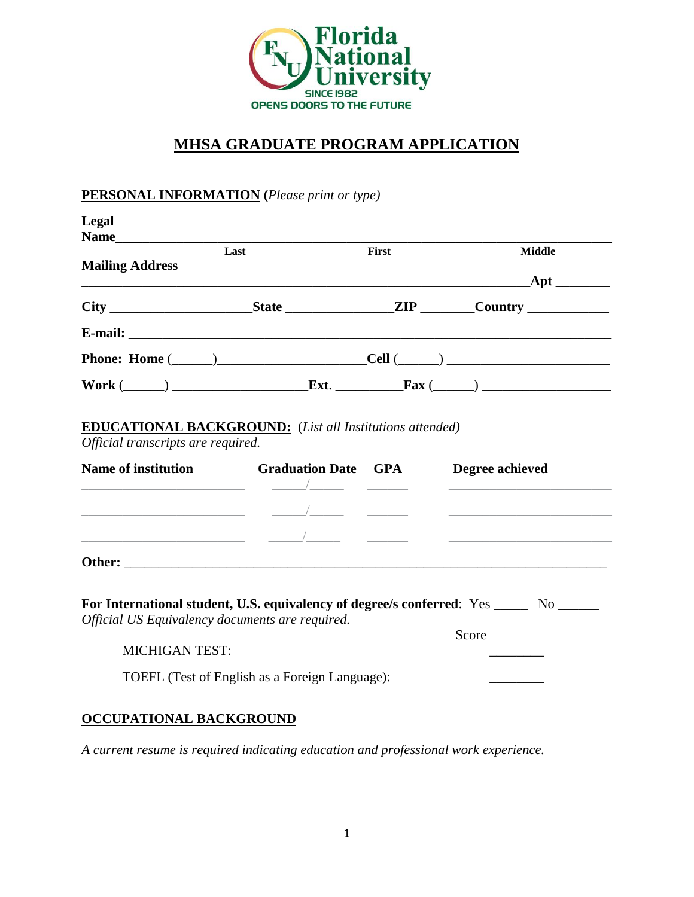Florida National University
SINCE 1982
OPENS DOORS TO THE FUTURE

# MHSA GRADUATE PROGRAM APPLICATION

## PERSONAL INFORMATION (*Please print or type*)

**Legal Name**\_\_\_\_\_\_\_\_\_\_\_\_\_\_\_\_\_\_\_\_\_\_\_\_\_\_\_\_\_\_\_\_\_\_\_\_\_\_\_\_\_\_\_\_\_\_\_\_\_\_\_\_\_\_\_\_\_\_\_\_

**Last** **First** **Middle**

**Mailing Address** \_\_\_\_\_\_\_\_\_\_\_\_\_\_\_\_\_\_\_\_\_\_\_\_\_\_\_\_\_\_\_\_\_\_\_\_\_\_\_\_\_\_\_\_\_\_\_\_\_\_\_\_\_\_\_\_**Apt** \_\_\_\_\_\_\_\_

**City** \_\_\_\_\_\_\_\_\_\_\_\_\_\_\_\_\_\_\_\_**State** \_\_\_\_\_\_\_\_\_\_\_\_\_\_\_\_**ZIP** \_\_\_\_\_\_\_\_**Country** \_\_\_\_\_\_\_\_\_\_\_\_

**E-mail:** \_\_\_\_\_\_\_\_\_\_\_\_\_\_\_\_\_\_\_\_\_\_\_\_\_\_\_\_\_\_\_\_\_\_\_\_\_\_\_\_\_\_\_\_\_\_\_\_\_\_\_\_\_\_\_\_\_\_\_\_\_\_\_\_\_\_

**Phone: Home** (\_\_\_\_\_\_)\_\_\_\_\_\_\_\_\_\_\_\_\_\_\_\_\_\_\_\_\_**Cell** (\_\_\_\_\_\_) \_\_\_\_\_\_\_\_\_\_\_\_\_\_\_\_\_\_\_\_\_\_\_\_

**Work** (\_\_\_\_\_\_) \_\_\_\_\_\_\_\_\_\_\_\_\_\_\_\_\_\_\_\_**Ext**. \_\_\_\_\_\_\_\_\_\_**Fax** (\_\_\_\_\_\_) \_\_\_\_\_\_\_\_\_\_\_\_\_\_\_\_\_\_\_

## EDUCATIONAL BACKGROUND: (*List all Institutions attended*)

*Official transcripts are required.*

| Name of institution | Graduation Date | GPA | Degree achieved |
|---|---|---|---|
| | / | | |
| | / | | |
| | / | | |

**Other:** \_\_\_\_\_\_\_\_\_\_\_\_\_\_\_\_\_\_\_\_\_\_\_\_\_\_\_\_\_\_\_\_\_\_\_\_\_\_\_\_\_\_\_\_\_\_\_\_\_\_\_\_\_\_\_\_\_\_\_\_\_\_\_\_\_\_\_\_\_\_\_\_

**For International student, U.S. equivalency of degree/s conferred**: Yes \_\_\_\_\_ No \_\_\_\_\_\_

*Official US Equivalency documents are required.*

| | Score |
|---|---|
| MICHIGAN TEST: | \_\_\_\_\_\_\_\_ |
| TOEFL (Test of English as a Foreign Language): | \_\_\_\_\_\_\_\_ |

## OCCUPATIONAL BACKGROUND

*A current resume is required indicating education and professional work experience.*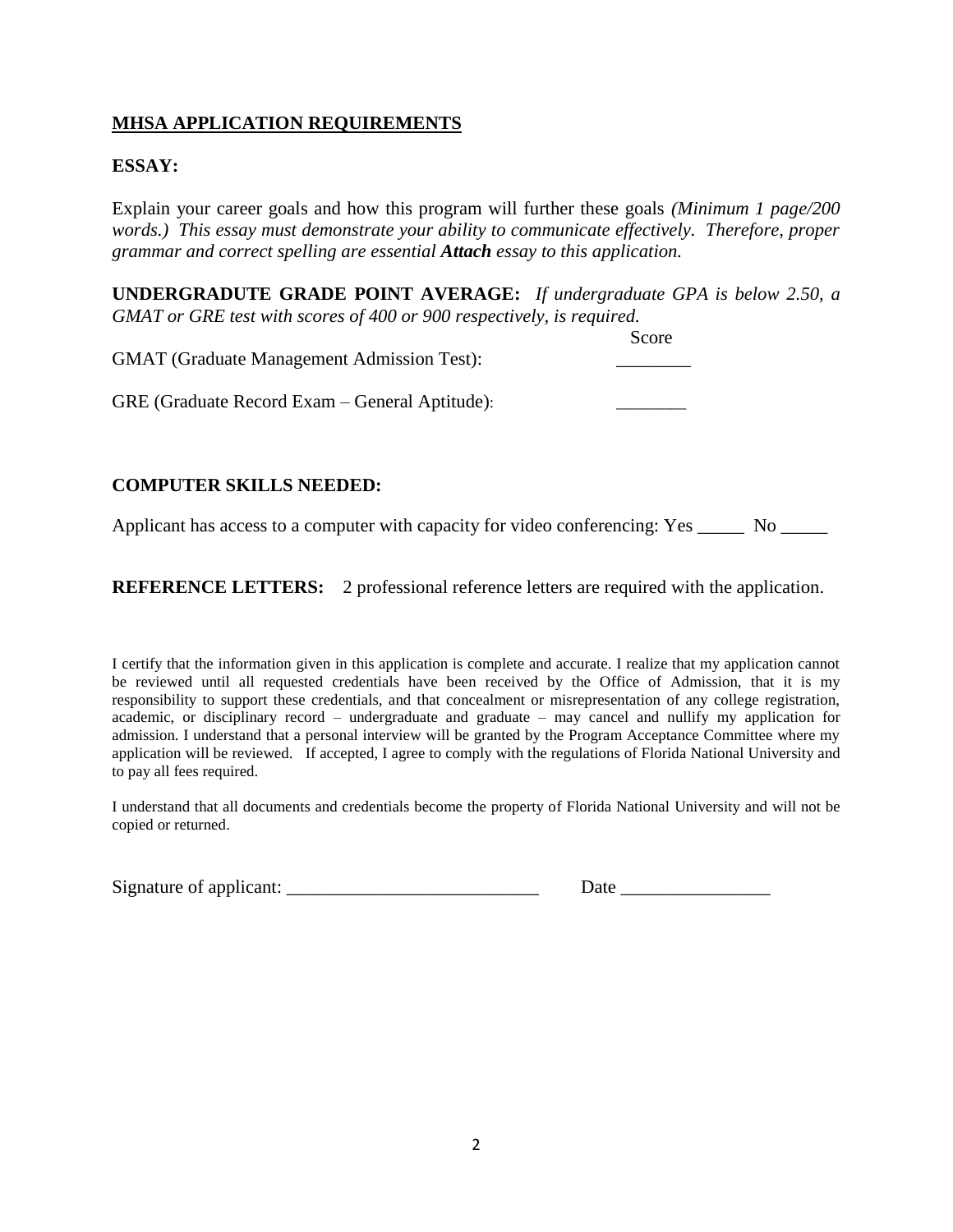**MHSA APPLICATION REQUIREMENTS**

**ESSAY:**

Explain your career goals and how this program will further these goals *(Minimum 1 page/200 words.) This essay must demonstrate your ability to communicate effectively. Therefore, proper grammar and correct spelling are essential* ***Attach*** *essay to this application.*

**UNDERGRADUTE GRADE POINT AVERAGE:** *If undergraduate GPA is below 2.50, a GMAT or GRE test with scores of 400 or 900 respectively, is required.*

| | Score |
|---|---|
| GMAT (Graduate Management Admission Test): | ________ |
| GRE (Graduate Record Exam – General Aptitude): | ________ |

**COMPUTER SKILLS NEEDED:**

Applicant has access to a computer with capacity for video conferencing: Yes _____ No _____

**REFERENCE LETTERS:** 2 professional reference letters are required with the application.

I certify that the information given in this application is complete and accurate. I realize that my application cannot be reviewed until all requested credentials have been received by the Office of Admission, that it is my responsibility to support these credentials, and that concealment or misrepresentation of any college registration, academic, or disciplinary record – undergraduate and graduate – may cancel and nullify my application for admission. I understand that a personal interview will be granted by the Program Acceptance Committee where my application will be reviewed. If accepted, I agree to comply with the regulations of Florida National University and to pay all fees required.

I understand that all documents and credentials become the property of Florida National University and will not be copied or returned.

Signature of applicant: ___________________________ Date ________________